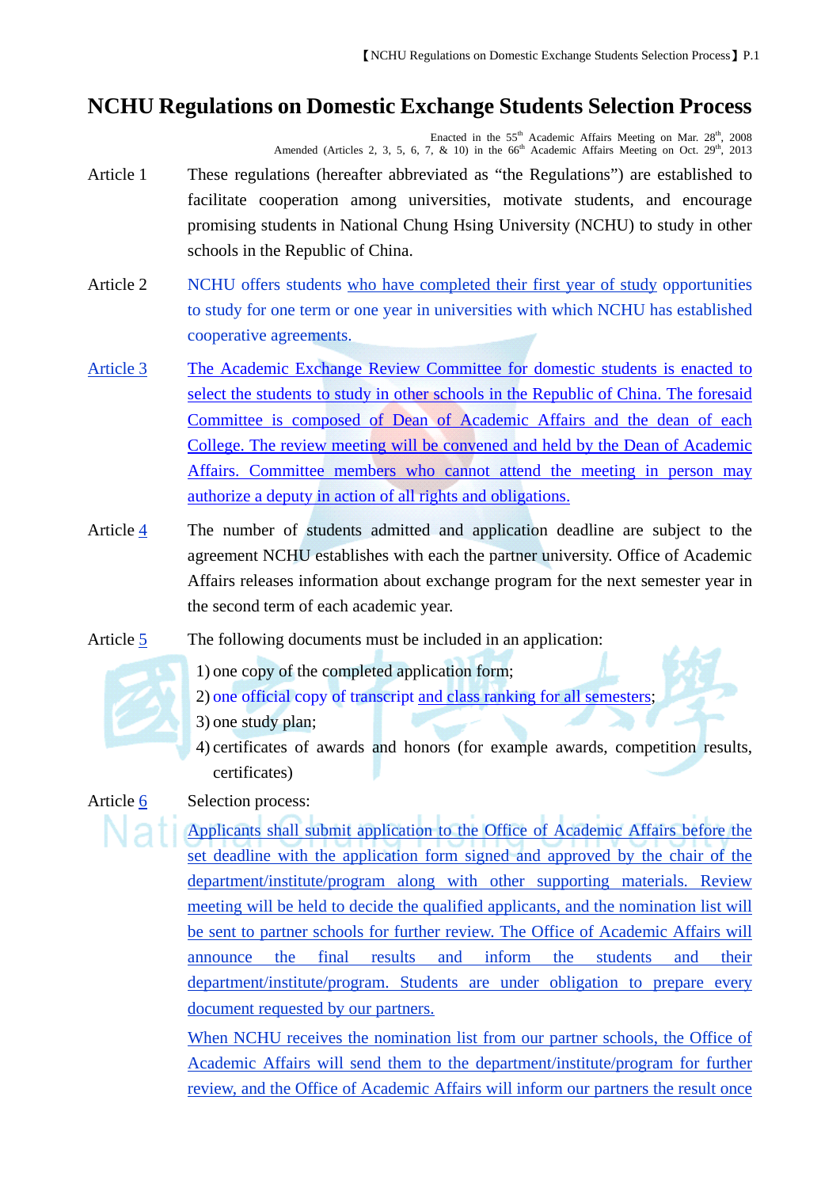# NCHU Regulations on Domestic Exchange Students Selection Process

Enacted in the 55th Academic Affairs Meeting on Mar. 28th, 2008
Amended (Articles 2, 3, 5, 6, 7, & 10) in the 66th Academic Affairs Meeting on Oct. 29th, 2013

Article 1 These regulations (hereafter abbreviated as "the Regulations") are established to facilitate cooperation among universities, motivate students, and encourage promising students in National Chung Hsing University (NCHU) to study in other schools in the Republic of China.

Article 2 NCHU offers students who have completed their first year of study opportunities to study for one term or one year in universities with which NCHU has established cooperative agreements.

Article 3 The Academic Exchange Review Committee for domestic students is enacted to select the students to study in other schools in the Republic of China. The foresaid Committee is composed of Dean of Academic Affairs and the dean of each College. The review meeting will be convened and held by the Dean of Academic Affairs. Committee members who cannot attend the meeting in person may authorize a deputy in action of all rights and obligations.

Article 4 The number of students admitted and application deadline are subject to the agreement NCHU establishes with each the partner university. Office of Academic Affairs releases information about exchange program for the next semester year in the second term of each academic year.

Article 5 The following documents must be included in an application:

1) one copy of the completed application form;
2) one official copy of transcript and class ranking for all semesters;
3) one study plan;
4) certificates of awards and honors (for example awards, competition results, certificates)

Article 6 Selection process:

Applicants shall submit application to the Office of Academic Affairs before the set deadline with the application form signed and approved by the chair of the department/institute/program along with other supporting materials. Review meeting will be held to decide the qualified applicants, and the nomination list will be sent to partner schools for further review. The Office of Academic Affairs will announce the final results and inform the students and their department/institute/program. Students are under obligation to prepare every document requested by our partners.

When NCHU receives the nomination list from our partner schools, the Office of Academic Affairs will send them to the department/institute/program for further review, and the Office of Academic Affairs will inform our partners the result once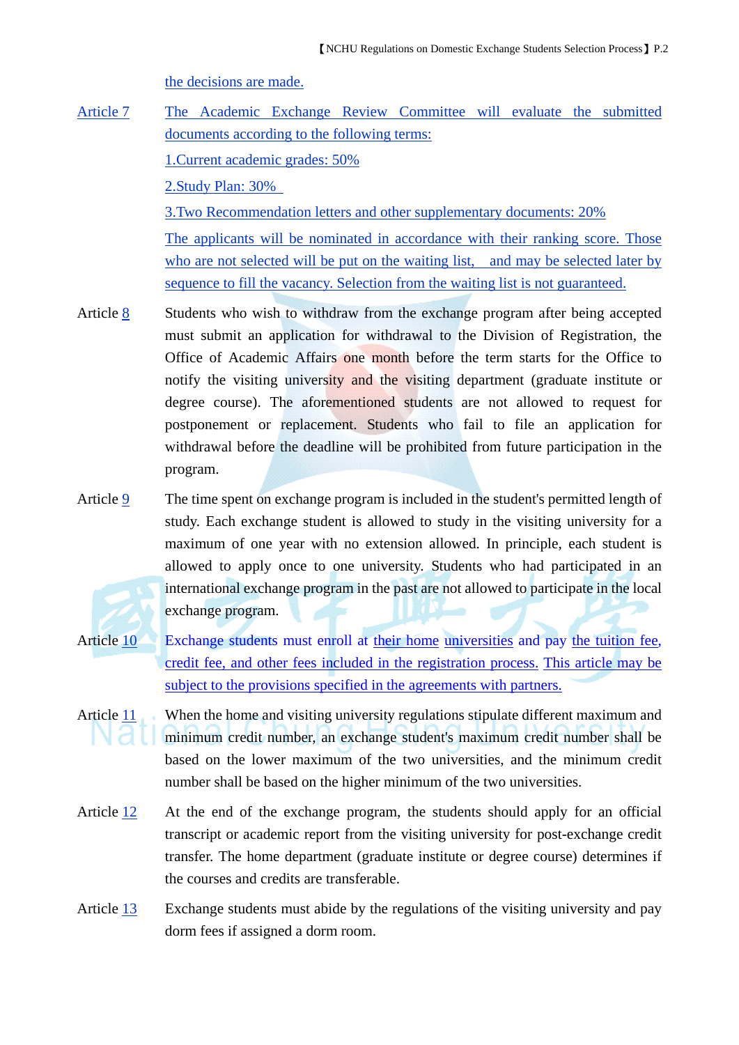the decisions are made.

Article 7 The Academic Exchange Review Committee will evaluate the submitted documents according to the following terms:

1.Current academic grades: 50%

2.Study Plan: 30%

3.Two Recommendation letters and other supplementary documents: 20%

The applicants will be nominated in accordance with their ranking score. Those who are not selected will be put on the waiting list, and may be selected later by sequence to fill the vacancy. Selection from the waiting list is not guaranteed.

Article 8 Students who wish to withdraw from the exchange program after being accepted must submit an application for withdrawal to the Division of Registration, the Office of Academic Affairs one month before the term starts for the Office to notify the visiting university and the visiting department (graduate institute or degree course). The aforementioned students are not allowed to request for postponement or replacement. Students who fail to file an application for withdrawal before the deadline will be prohibited from future participation in the program.

Article 9 The time spent on exchange program is included in the student's permitted length of study. Each exchange student is allowed to study in the visiting university for a maximum of one year with no extension allowed. In principle, each student is allowed to apply once to one university. Students who had participated in an international exchange program in the past are not allowed to participate in the local exchange program.

Article 10 Exchange students must enroll at their home universities and pay the tuition fee, credit fee, and other fees included in the registration process. This article may be subject to the provisions specified in the agreements with partners.

Article 11 When the home and visiting university regulations stipulate different maximum and minimum credit number, an exchange student's maximum credit number shall be based on the lower maximum of the two universities, and the minimum credit number shall be based on the higher minimum of the two universities.

Article 12 At the end of the exchange program, the students should apply for an official transcript or academic report from the visiting university for post-exchange credit transfer. The home department (graduate institute or degree course) determines if the courses and credits are transferable.

Article 13 Exchange students must abide by the regulations of the visiting university and pay dorm fees if assigned a dorm room.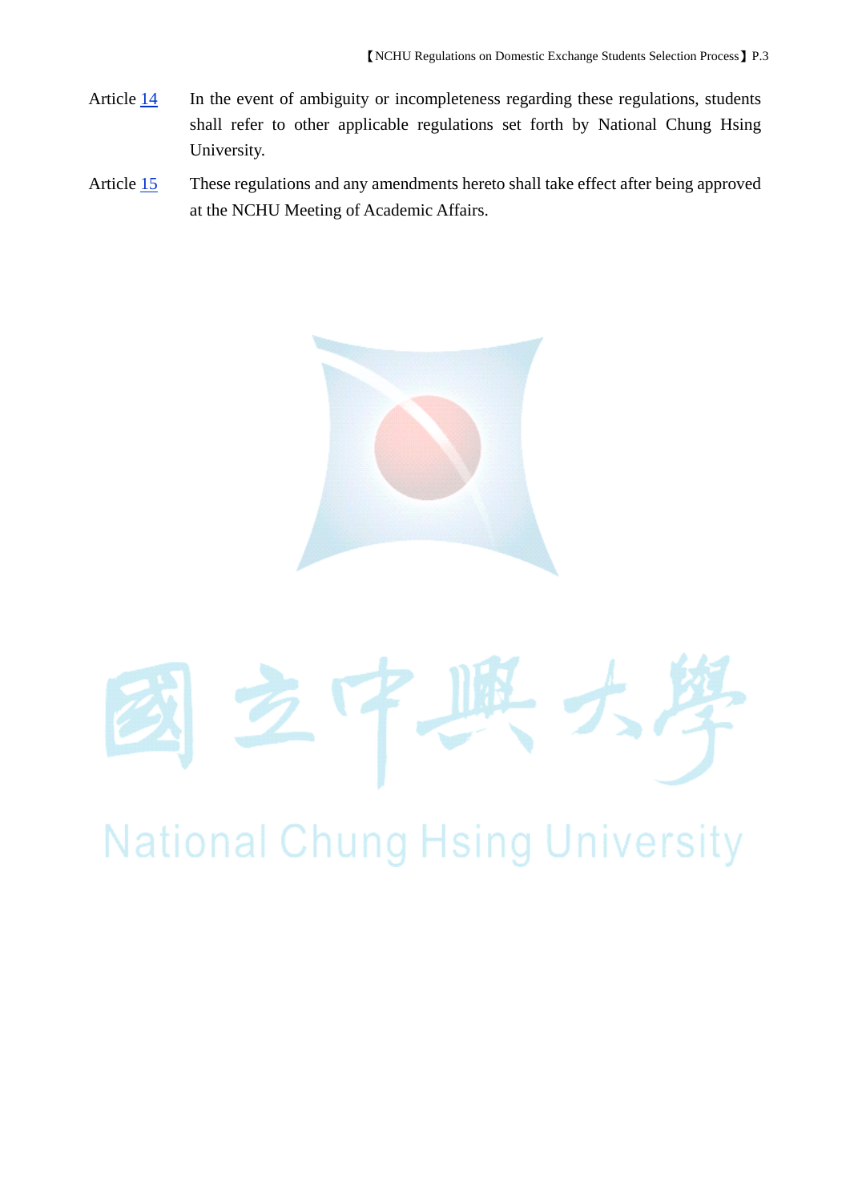Article 14 In the event of ambiguity or incompleteness regarding these regulations, students shall refer to other applicable regulations set forth by National Chung Hsing University.

Article 15 These regulations and any amendments hereto shall take effect after being approved at the NCHU Meeting of Academic Affairs.